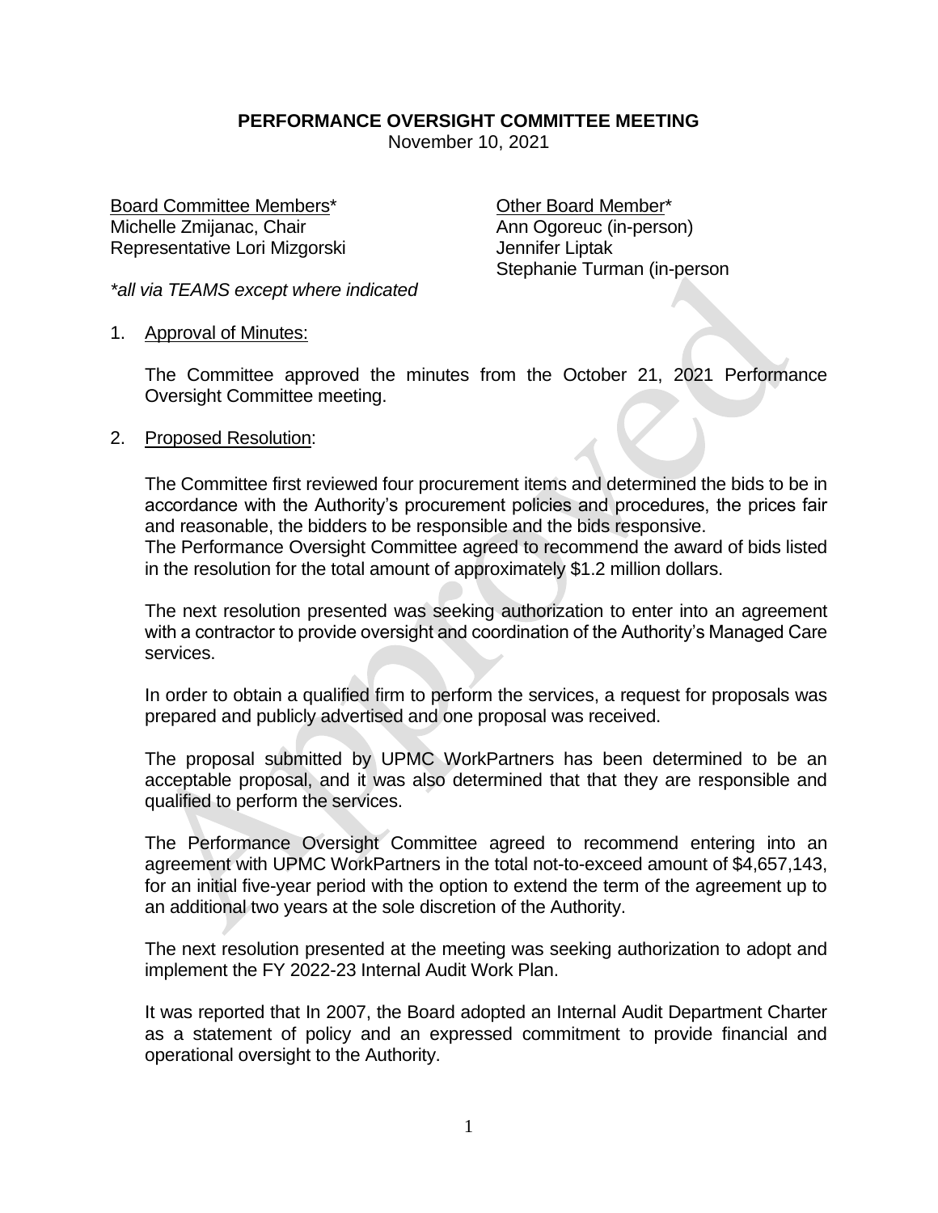**PERFORMANCE OVERSIGHT COMMITTEE MEETING**
November 10, 2021

Board Committee Members*
Michelle Zmijanac, Chair
Representative Lori Mizgorski

Other Board Member*
Ann Ogoreuc (in-person)
Jennifer Liptak
Stephanie Turman (in-person

*all via TEAMS except where indicated*

1. Approval of Minutes:

   The Committee approved the minutes from the October 21, 2021 Performance Oversight Committee meeting.

2. Proposed Resolution:

   The Committee first reviewed four procurement items and determined the bids to be in accordance with the Authority's procurement policies and procedures, the prices fair and reasonable, the bidders to be responsible and the bids responsive.
   The Performance Oversight Committee agreed to recommend the award of bids listed in the resolution for the total amount of approximately $1.2 million dollars.

   The next resolution presented was seeking authorization to enter into an agreement with a contractor to provide oversight and coordination of the Authority's Managed Care services.

   In order to obtain a qualified firm to perform the services, a request for proposals was prepared and publicly advertised and one proposal was received.

   The proposal submitted by UPMC WorkPartners has been determined to be an acceptable proposal, and it was also determined that that they are responsible and qualified to perform the services.

   The Performance Oversight Committee agreed to recommend entering into an agreement with UPMC WorkPartners in the total not-to-exceed amount of $4,657,143, for an initial five-year period with the option to extend the term of the agreement up to an additional two years at the sole discretion of the Authority.

   The next resolution presented at the meeting was seeking authorization to adopt and implement the FY 2022-23 Internal Audit Work Plan.

   It was reported that In 2007, the Board adopted an Internal Audit Department Charter as a statement of policy and an expressed commitment to provide financial and operational oversight to the Authority.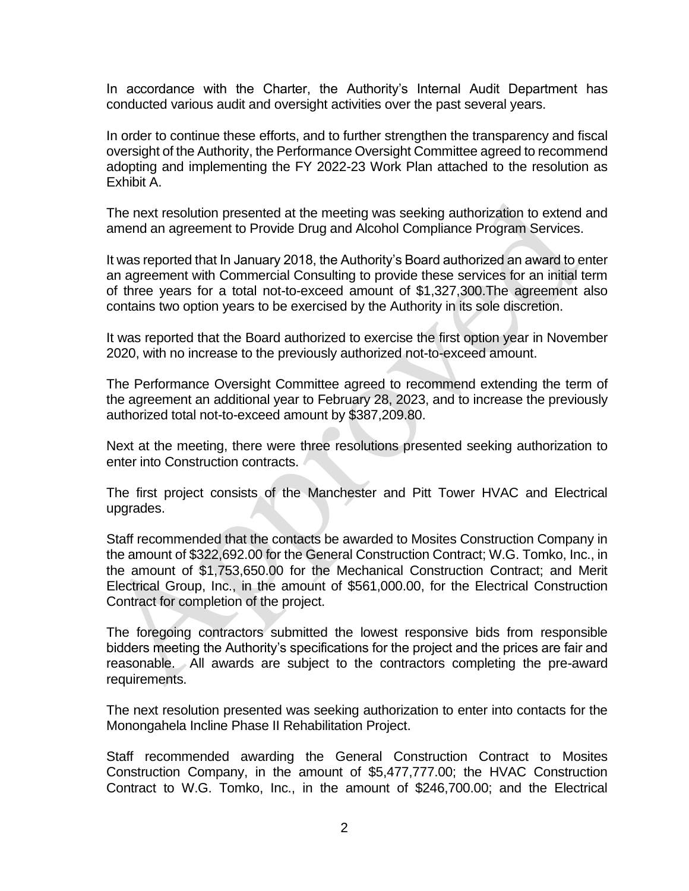In accordance with the Charter, the Authority's Internal Audit Department has conducted various audit and oversight activities over the past several years.

In order to continue these efforts, and to further strengthen the transparency and fiscal oversight of the Authority, the Performance Oversight Committee agreed to recommend adopting and implementing the FY 2022-23 Work Plan attached to the resolution as Exhibit A.

The next resolution presented at the meeting was seeking authorization to extend and amend an agreement to Provide Drug and Alcohol Compliance Program Services.

It was reported that In January 2018, the Authority's Board authorized an award to enter an agreement with Commercial Consulting to provide these services for an initial term of three years for a total not-to-exceed amount of $1,327,300.The agreement also contains two option years to be exercised by the Authority in its sole discretion.

It was reported that the Board authorized to exercise the first option year in November 2020, with no increase to the previously authorized not-to-exceed amount.

The Performance Oversight Committee agreed to recommend extending the term of the agreement an additional year to February 28, 2023, and to increase the previously authorized total not-to-exceed amount by $387,209.80.

Next at the meeting, there were three resolutions presented seeking authorization to enter into Construction contracts.

The first project consists of the Manchester and Pitt Tower HVAC and Electrical upgrades.

Staff recommended that the contacts be awarded to Mosites Construction Company in the amount of $322,692.00 for the General Construction Contract; W.G. Tomko, Inc., in the amount of $1,753,650.00 for the Mechanical Construction Contract; and Merit Electrical Group, Inc., in the amount of $561,000.00, for the Electrical Construction Contract for completion of the project.

The foregoing contractors submitted the lowest responsive bids from responsible bidders meeting the Authority's specifications for the project and the prices are fair and reasonable. All awards are subject to the contractors completing the pre-award requirements.

The next resolution presented was seeking authorization to enter into contacts for the Monongahela Incline Phase II Rehabilitation Project.

Staff recommended awarding the General Construction Contract to Mosites Construction Company, in the amount of $5,477,777.00; the HVAC Construction Contract to W.G. Tomko, Inc., in the amount of $246,700.00; and the Electrical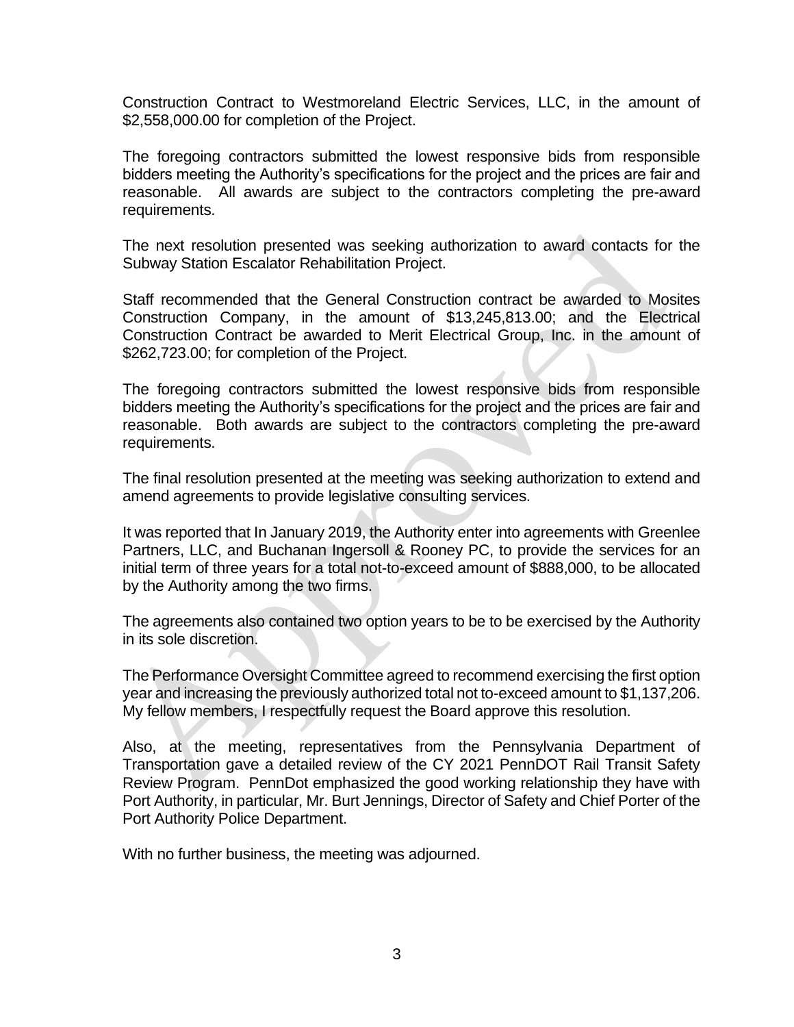Construction Contract to Westmoreland Electric Services, LLC, in the amount of $2,558,000.00 for completion of the Project.

The foregoing contractors submitted the lowest responsive bids from responsible bidders meeting the Authority's specifications for the project and the prices are fair and reasonable. All awards are subject to the contractors completing the pre-award requirements.

The next resolution presented was seeking authorization to award contacts for the Subway Station Escalator Rehabilitation Project.

Staff recommended that the General Construction contract be awarded to Mosites Construction Company, in the amount of $13,245,813.00; and the Electrical Construction Contract be awarded to Merit Electrical Group, Inc. in the amount of $262,723.00; for completion of the Project.

The foregoing contractors submitted the lowest responsive bids from responsible bidders meeting the Authority's specifications for the project and the prices are fair and reasonable. Both awards are subject to the contractors completing the pre-award requirements.

The final resolution presented at the meeting was seeking authorization to extend and amend agreements to provide legislative consulting services.

It was reported that In January 2019, the Authority enter into agreements with Greenlee Partners, LLC, and Buchanan Ingersoll & Rooney PC, to provide the services for an initial term of three years for a total not-to-exceed amount of $888,000, to be allocated by the Authority among the two firms.

The agreements also contained two option years to be to be exercised by the Authority in its sole discretion.

The Performance Oversight Committee agreed to recommend exercising the first option year and increasing the previously authorized total not to-exceed amount to $1,137,206. My fellow members, I respectfully request the Board approve this resolution.

Also, at the meeting, representatives from the Pennsylvania Department of Transportation gave a detailed review of the CY 2021 PennDOT Rail Transit Safety Review Program. PennDot emphasized the good working relationship they have with Port Authority, in particular, Mr. Burt Jennings, Director of Safety and Chief Porter of the Port Authority Police Department.

With no further business, the meeting was adjourned.